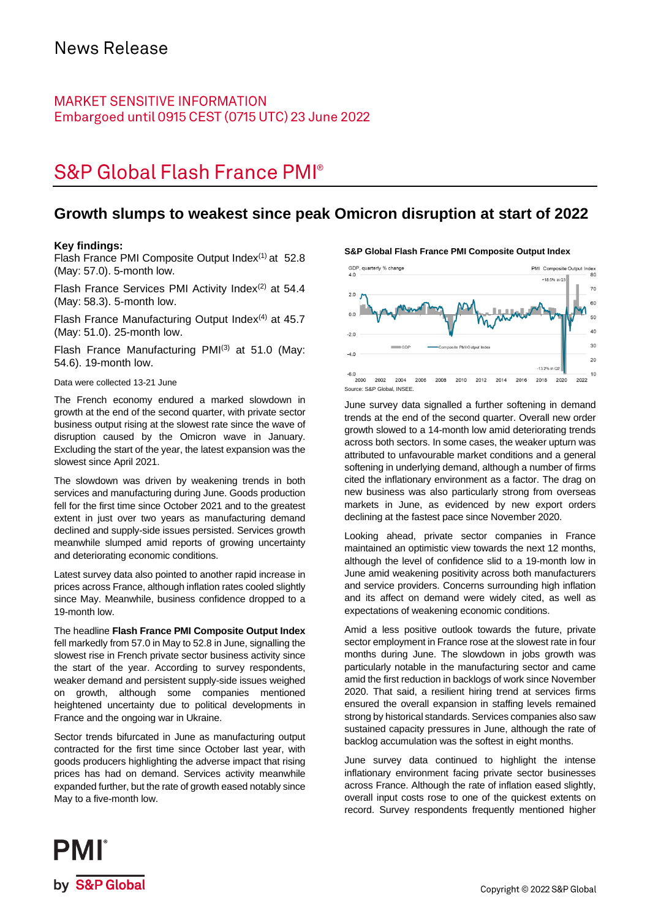# News Release

MARKET SENSITIVE INFORMATION
Embargoed until 0915 CEST (0715 UTC) 23 June 2022

# S&P Global Flash France PMI®

## Growth slumps to weakest since peak Omicron disruption at start of 2022

**Key findings:**

Flash France PMI Composite Output Index[1] at 52.8 (May: 57.0). 5-month low.

Flash France Services PMI Activity Index[2] at 54.4 (May: 58.3). 5-month low.

Flash France Manufacturing Output Index[4] at 45.7 (May: 51.0). 25-month low.

Flash France Manufacturing PMI[3] at 51.0 (May: 54.6). 19-month low.

Data were collected 13-21 June

The French economy endured a marked slowdown in growth at the end of the second quarter, with private sector business output rising at the slowest rate since the wave of disruption caused by the Omicron wave in January. Excluding the start of the year, the latest expansion was the slowest since April 2021.

The slowdown was driven by weakening trends in both services and manufacturing during June. Goods production fell for the first time since October 2021 and to the greatest extent in just over two years as manufacturing demand declined and supply-side issues persisted. Services growth meanwhile slumped amid reports of growing uncertainty and deteriorating economic conditions.

Latest survey data also pointed to another rapid increase in prices across France, although inflation rates cooled slightly since May. Meanwhile, business confidence dropped to a 19-month low.

The headline **Flash France PMI Composite Output Index** fell markedly from 57.0 in May to 52.8 in June, signalling the slowest rise in French private sector business activity since the start of the year. According to survey respondents, weaker demand and persistent supply-side issues weighed on growth, although some companies mentioned heightened uncertainty due to political developments in France and the ongoing war in Ukraine.

Sector trends bifurcated in June as manufacturing output contracted for the first time since October last year, with goods producers highlighting the adverse impact that rising prices has had on demand. Services activity meanwhile expanded further, but the rate of growth eased notably since May to a five-month low.

**S&P Global Flash France PMI Composite Output Index**

Source: S&P Global, INSEE.

June survey data signalled a further softening in demand trends at the end of the second quarter. Overall new order growth slowed to a 14-month low amid deteriorating trends across both sectors. In some cases, the weaker upturn was attributed to unfavourable market conditions and a general softening in underlying demand, although a number of firms cited the inflationary environment as a factor. The drag on new business was also particularly strong from overseas markets in June, as evidenced by new export orders declining at the fastest pace since November 2020.

Looking ahead, private sector companies in France maintained an optimistic view towards the next 12 months, although the level of confidence slid to a 19-month low in June amid weakening positivity across both manufacturers and service providers. Concerns surrounding high inflation and its affect on demand were widely cited, as well as expectations of weakening economic conditions.

Amid a less positive outlook towards the future, private sector employment in France rose at the slowest rate in four months during June. The slowdown in jobs growth was particularly notable in the manufacturing sector and came amid the first reduction in backlogs of work since November 2020. That said, a resilient hiring trend at services firms ensured the overall expansion in staffing levels remained strong by historical standards. Services companies also saw sustained capacity pressures in June, although the rate of backlog accumulation was the softest in eight months.

June survey data continued to highlight the intense inflationary environment facing private sector businesses across France. Although the rate of inflation eased slightly, overall input costs rose to one of the quickest extents on record. Survey respondents frequently mentioned higher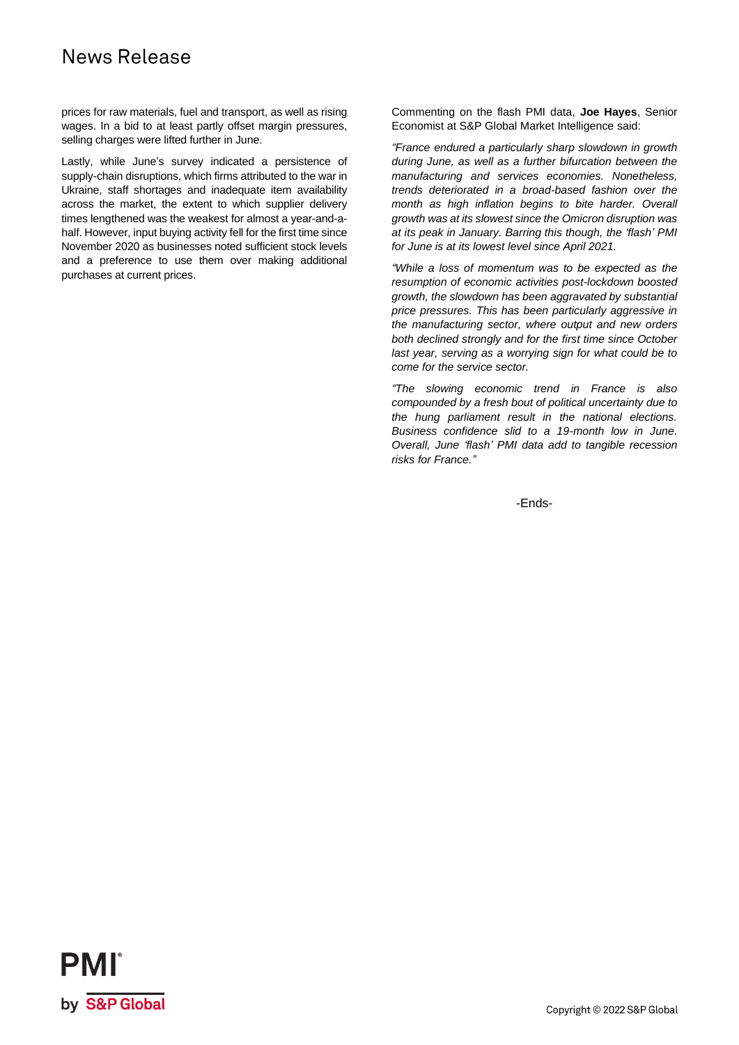prices for raw materials, fuel and transport, as well as rising wages. In a bid to at least partly offset margin pressures, selling charges were lifted further in June.

Lastly, while June's survey indicated a persistence of supply-chain disruptions, which firms attributed to the war in Ukraine, staff shortages and inadequate item availability across the market, the extent to which supplier delivery times lengthened was the weakest for almost a year-and-a-half. However, input buying activity fell for the first time since November 2020 as businesses noted sufficient stock levels and a preference to use them over making additional purchases at current prices.

Commenting on the flash PMI data, **Joe Hayes**, Senior Economist at S&P Global Market Intelligence said:

*"France endured a particularly sharp slowdown in growth during June, as well as a further bifurcation between the manufacturing and services economies. Nonetheless, trends deteriorated in a broad-based fashion over the month as high inflation begins to bite harder. Overall growth was at its slowest since the Omicron disruption was at its peak in January. Barring this though, the 'flash' PMI for June is at its lowest level since April 2021.*

*"While a loss of momentum was to be expected as the resumption of economic activities post-lockdown boosted growth, the slowdown has been aggravated by substantial price pressures. This has been particularly aggressive in the manufacturing sector, where output and new orders both declined strongly and for the first time since October last year, serving as a worrying sign for what could be to come for the service sector.*

*"The slowing economic trend in France is also compounded by a fresh bout of political uncertainty due to the hung parliament result in the national elections. Business confidence slid to a 19-month low in June. Overall, June 'flash' PMI data add to tangible recession risks for France."*

-Ends-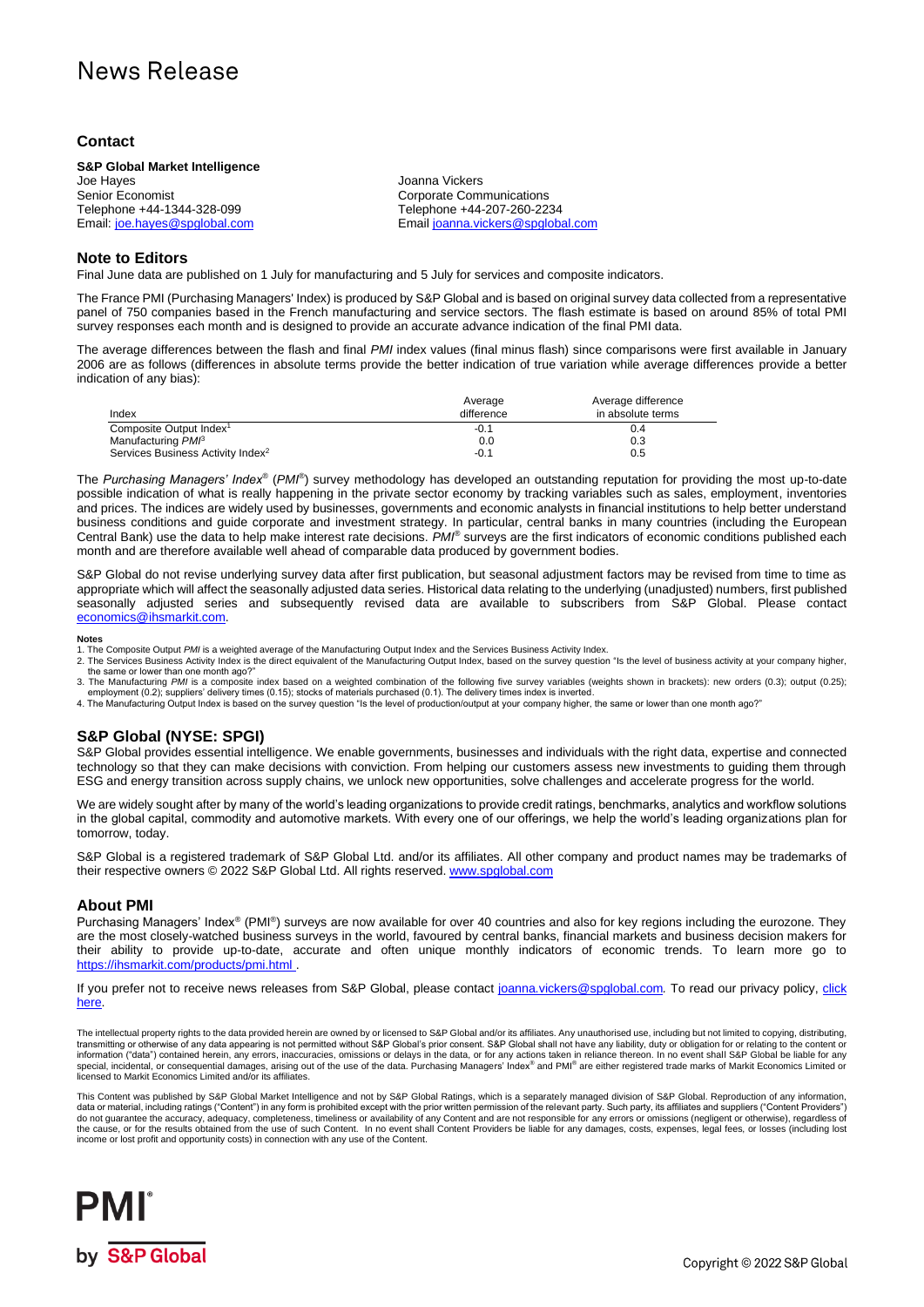# News Release

## Contact

**S&P Global Market Intelligence**
Joe Hayes
Senior Economist
Telephone +44-1344-328-099
Email: joe.hayes@spglobal.com

Joanna Vickers
Corporate Communications
Telephone +44-207-260-2234
Email joanna.vickers@spglobal.com

## Note to Editors

Final June data are published on 1 July for manufacturing and 5 July for services and composite indicators.

The France PMI (Purchasing Managers' Index) is produced by S&P Global and is based on original survey data collected from a representative panel of 750 companies based in the French manufacturing and service sectors. The flash estimate is based on around 85% of total PMI survey responses each month and is designed to provide an accurate advance indication of the final PMI data.

The average differences between the flash and final *PMI* index values (final minus flash) since comparisons were first available in January 2006 are as follows (differences in absolute terms provide the better indication of true variation while average differences provide a better indication of any bias):

| Index | Average difference | Average difference in absolute terms |
|---|---|---|
| Composite Output Index[1] | -0.1 | 0.4 |
| Manufacturing *PMI*[3] | 0.0 | 0.3 |
| Services Business Activity Index[2] | -0.1 | 0.5 |

The *Purchasing Managers' Index*® (*PMI*®) survey methodology has developed an outstanding reputation for providing the most up-to-date possible indication of what is really happening in the private sector economy by tracking variables such as sales, employment, inventories and prices. The indices are widely used by businesses, governments and economic analysts in financial institutions to help better understand business conditions and guide corporate and investment strategy. In particular, central banks in many countries (including the European Central Bank) use the data to help make interest rate decisions. *PMI*® surveys are the first indicators of economic conditions published each month and are therefore available well ahead of comparable data produced by government bodies.

S&P Global do not revise underlying survey data after first publication, but seasonal adjustment factors may be revised from time to time as appropriate which will affect the seasonally adjusted data series. Historical data relating to the underlying (unadjusted) numbers, first published seasonally adjusted series and subsequently revised data are available to subscribers from S&P Global. Please contact economics@ihsmarkit.com.

**Notes**

1. The Composite Output *PMI* is a weighted average of the Manufacturing Output Index and the Services Business Activity Index.
2. The Services Business Activity Index is the direct equivalent of the Manufacturing Output Index, based on the survey question "Is the level of business activity at your company higher, the same or lower than one month ago?"
3. The Manufacturing *PMI* is a composite index based on a weighted combination of the following five survey variables (weights shown in brackets): new orders (0.3); output (0.25); employment (0.2); suppliers' delivery times (0.15); stocks of materials purchased (0.1). The delivery times index is inverted.
4. The Manufacturing Output Index is based on the survey question "Is the level of production/output at your company higher, the same or lower than one month ago?"

## S&P Global (NYSE: SPGI)

S&P Global provides essential intelligence. We enable governments, businesses and individuals with the right data, expertise and connected technology so that they can make decisions with conviction. From helping our customers assess new investments to guiding them through ESG and energy transition across supply chains, we unlock new opportunities, solve challenges and accelerate progress for the world.

We are widely sought after by many of the world's leading organizations to provide credit ratings, benchmarks, analytics and workflow solutions in the global capital, commodity and automotive markets. With every one of our offerings, we help the world's leading organizations plan for tomorrow, today.

S&P Global is a registered trademark of S&P Global Ltd. and/or its affiliates. All other company and product names may be trademarks of their respective owners © 2022 S&P Global Ltd. All rights reserved. www.spglobal.com

## About PMI

Purchasing Managers' Index® (PMI®) surveys are now available for over 40 countries and also for key regions including the eurozone. They are the most closely-watched business surveys in the world, favoured by central banks, financial markets and business decision makers for their ability to provide up-to-date, accurate and often unique monthly indicators of economic trends. To learn more go to https://ihsmarkit.com/products/pmi.html .

If you prefer not to receive news releases from S&P Global, please contact joanna.vickers@spglobal.com. To read our privacy policy, click here.

The intellectual property rights to the data provided herein are owned by or licensed to S&P Global and/or its affiliates. Any unauthorised use, including but not limited to copying, distributing, transmitting or otherwise of any data appearing is not permitted without S&P Global's prior consent. S&P Global shall not have any liability, duty or obligation for or relating to the content or information ("data") contained herein, any errors, inaccuracies, omissions or delays in the data, or for any actions taken in reliance thereon. In no event shall S&P Global be liable for any special, incidental, or consequential damages, arising out of the use of the data. Purchasing Managers' Index® and PMI® are either registered trade marks of Markit Economics Limited or licensed to Markit Economics Limited and/or its affiliates.

This Content was published by S&P Global Market Intelligence and not by S&P Global Ratings, which is a separately managed division of S&P Global. Reproduction of any information, data or material, including ratings ("Content") in any form is prohibited except with the prior written permission of the relevant party. Such party, its affiliates and suppliers ("Content Providers") do not guarantee the accuracy, adequacy, completeness, timeliness or availability of any Content and are not responsible for any errors or omissions (negligent or otherwise), regardless of the cause, or for the results obtained from the use of such Content. In no event shall Content Providers be liable for any damages, costs, expenses, legal fees, or losses (including lost income or lost profit and opportunity costs) in connection with any use of the Content.

PMI® by S&P Global

Copyright © 2022 S&P Global